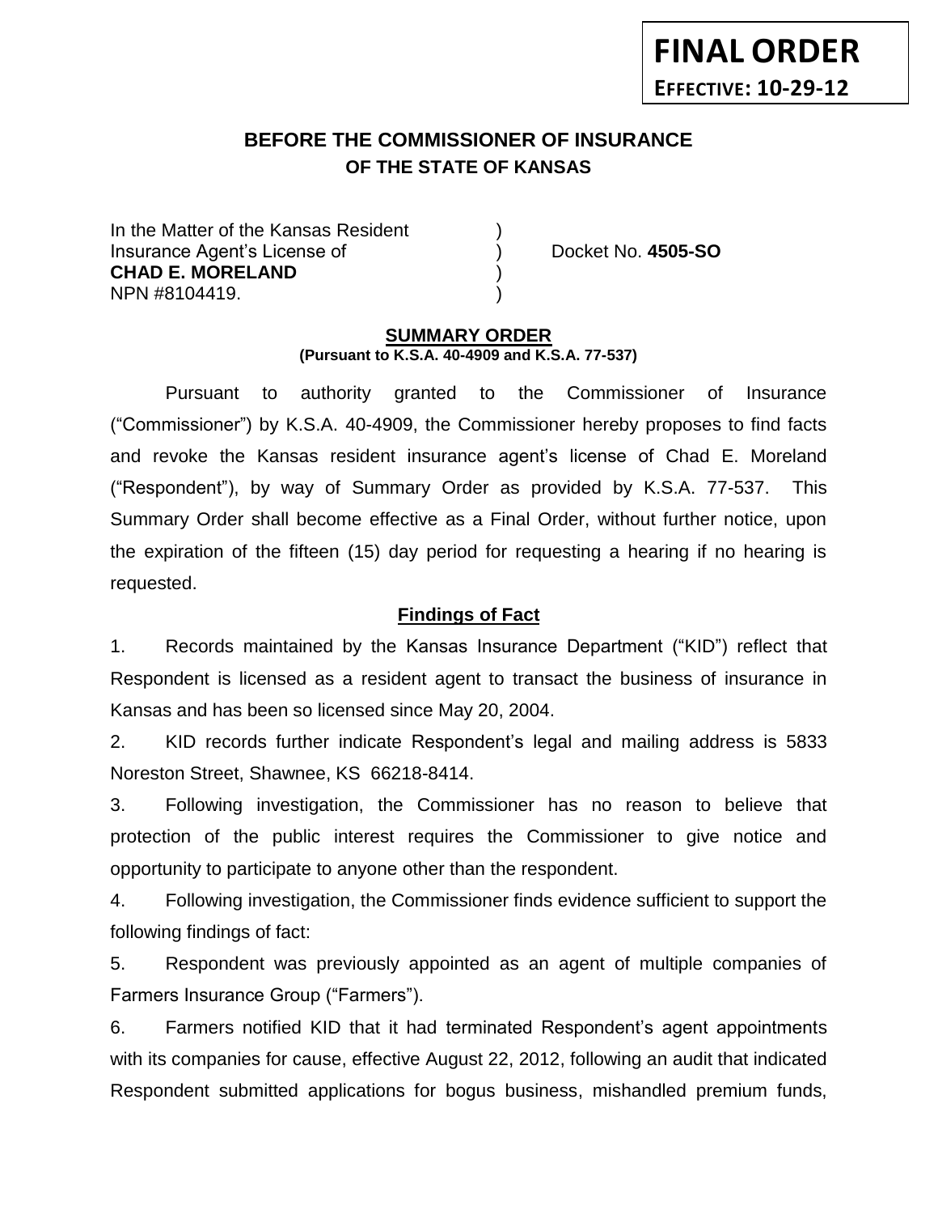**FINAL ORDER**
**EFFECTIVE: 10-29-12**

# BEFORE THE COMMISSIONER OF INSURANCE
## OF THE STATE OF KANSAS

In the Matter of the Kansas Resident )
Insurance Agent's License of ) Docket No. **4505-SO**
**CHAD E. MORELAND** )
NPN #8104419. )

**SUMMARY ORDER**
**(Pursuant to K.S.A. 40-4909 and K.S.A. 77-537)**

Pursuant to authority granted to the Commissioner of Insurance ("Commissioner") by K.S.A. 40-4909, the Commissioner hereby proposes to find facts and revoke the Kansas resident insurance agent's license of Chad E. Moreland ("Respondent"), by way of Summary Order as provided by K.S.A. 77-537. This Summary Order shall become effective as a Final Order, without further notice, upon the expiration of the fifteen (15) day period for requesting a hearing if no hearing is requested.

**Findings of Fact**

1. Records maintained by the Kansas Insurance Department ("KID") reflect that Respondent is licensed as a resident agent to transact the business of insurance in Kansas and has been so licensed since May 20, 2004.

2. KID records further indicate Respondent's legal and mailing address is 5833 Noreston Street, Shawnee, KS 66218-8414.

3. Following investigation, the Commissioner has no reason to believe that protection of the public interest requires the Commissioner to give notice and opportunity to participate to anyone other than the respondent.

4. Following investigation, the Commissioner finds evidence sufficient to support the following findings of fact:

5. Respondent was previously appointed as an agent of multiple companies of Farmers Insurance Group ("Farmers").

6. Farmers notified KID that it had terminated Respondent's agent appointments with its companies for cause, effective August 22, 2012, following an audit that indicated Respondent submitted applications for bogus business, mishandled premium funds,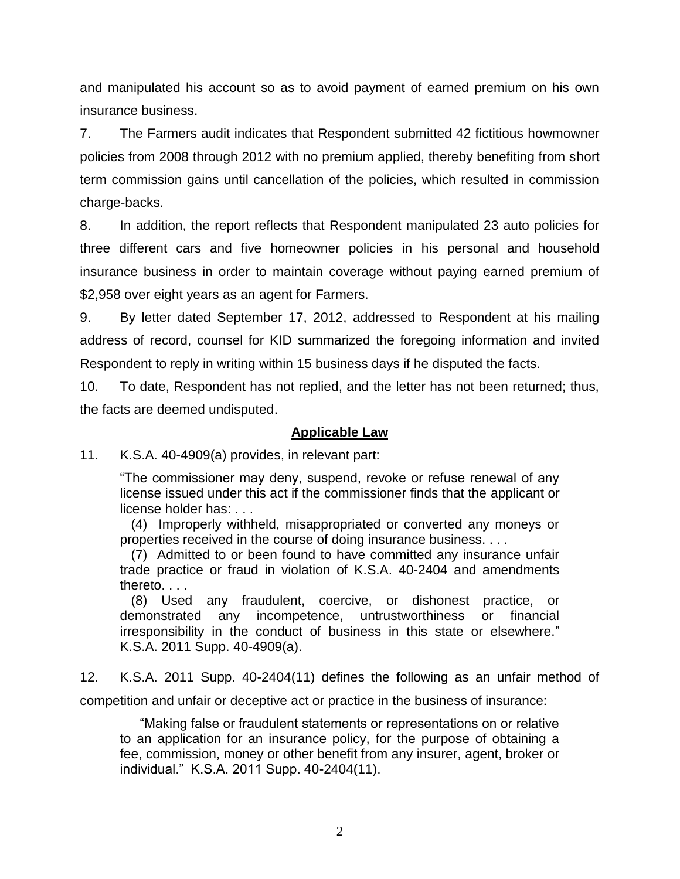and manipulated his account so as to avoid payment of earned premium on his own insurance business.

7. The Farmers audit indicates that Respondent submitted 42 fictitious howmowner policies from 2008 through 2012 with no premium applied, thereby benefiting from short term commission gains until cancellation of the policies, which resulted in commission charge-backs.

8. In addition, the report reflects that Respondent manipulated 23 auto policies for three different cars and five homeowner policies in his personal and household insurance business in order to maintain coverage without paying earned premium of $2,958 over eight years as an agent for Farmers.

9. By letter dated September 17, 2012, addressed to Respondent at his mailing address of record, counsel for KID summarized the foregoing information and invited Respondent to reply in writing within 15 business days if he disputed the facts.

10. To date, Respondent has not replied, and the letter has not been returned; thus, the facts are deemed undisputed.

**Applicable Law**

11. K.S.A. 40-4909(a) provides, in relevant part:

> "The commissioner may deny, suspend, revoke or refuse renewal of any license issued under this act if the commissioner finds that the applicant or license holder has: . . .
>
> (4) Improperly withheld, misappropriated or converted any moneys or properties received in the course of doing insurance business. . . .
>
> (7) Admitted to or been found to have committed any insurance unfair trade practice or fraud in violation of K.S.A. 40-2404 and amendments thereto. . . .
>
> (8) Used any fraudulent, coercive, or dishonest practice, or demonstrated any incompetence, untrustworthiness or financial irresponsibility in the conduct of business in this state or elsewhere." K.S.A. 2011 Supp. 40-4909(a).

12. K.S.A. 2011 Supp. 40-2404(11) defines the following as an unfair method of competition and unfair or deceptive act or practice in the business of insurance:

> "Making false or fraudulent statements or representations on or relative to an application for an insurance policy, for the purpose of obtaining a fee, commission, money or other benefit from any insurer, agent, broker or individual." K.S.A. 2011 Supp. 40-2404(11).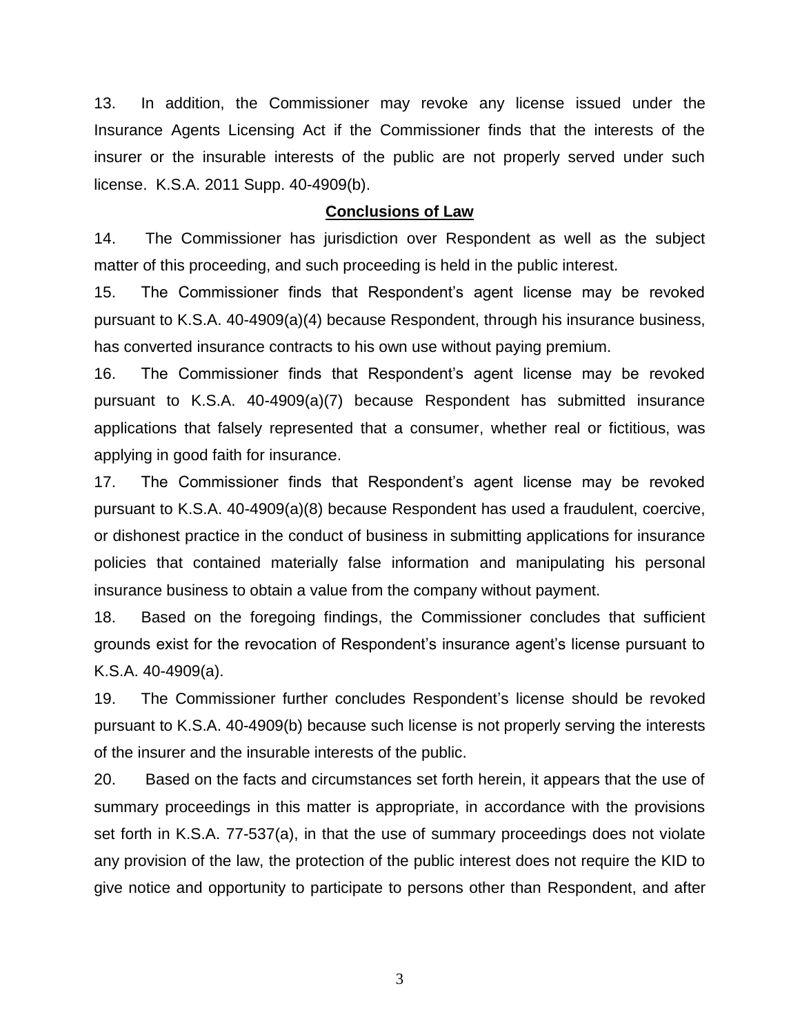13. In addition, the Commissioner may revoke any license issued under the Insurance Agents Licensing Act if the Commissioner finds that the interests of the insurer or the insurable interests of the public are not properly served under such license. K.S.A. 2011 Supp. 40-4909(b).

## **Conclusions of Law**

14. The Commissioner has jurisdiction over Respondent as well as the subject matter of this proceeding, and such proceeding is held in the public interest.

15. The Commissioner finds that Respondent's agent license may be revoked pursuant to K.S.A. 40-4909(a)(4) because Respondent, through his insurance business, has converted insurance contracts to his own use without paying premium.

16. The Commissioner finds that Respondent's agent license may be revoked pursuant to K.S.A. 40-4909(a)(7) because Respondent has submitted insurance applications that falsely represented that a consumer, whether real or fictitious, was applying in good faith for insurance.

17. The Commissioner finds that Respondent's agent license may be revoked pursuant to K.S.A. 40-4909(a)(8) because Respondent has used a fraudulent, coercive, or dishonest practice in the conduct of business in submitting applications for insurance policies that contained materially false information and manipulating his personal insurance business to obtain a value from the company without payment.

18. Based on the foregoing findings, the Commissioner concludes that sufficient grounds exist for the revocation of Respondent's insurance agent's license pursuant to K.S.A. 40-4909(a).

19. The Commissioner further concludes Respondent's license should be revoked pursuant to K.S.A. 40-4909(b) because such license is not properly serving the interests of the insurer and the insurable interests of the public.

20. Based on the facts and circumstances set forth herein, it appears that the use of summary proceedings in this matter is appropriate, in accordance with the provisions set forth in K.S.A. 77-537(a), in that the use of summary proceedings does not violate any provision of the law, the protection of the public interest does not require the KID to give notice and opportunity to participate to persons other than Respondent, and after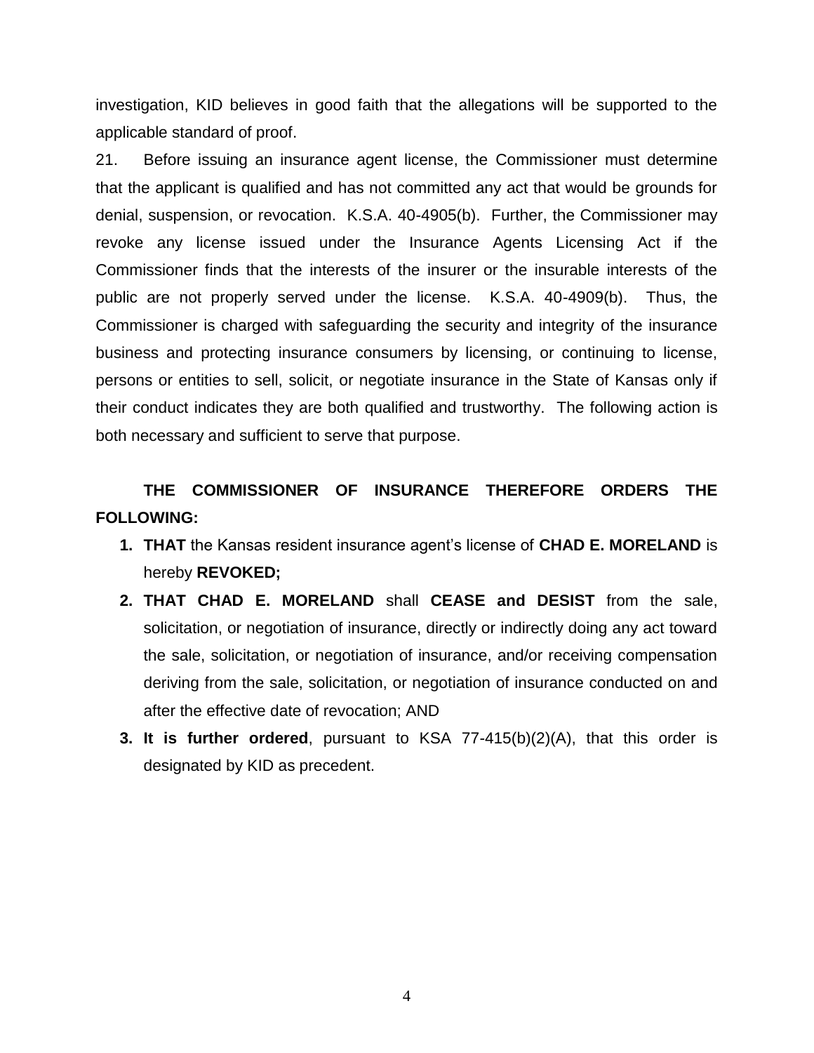investigation, KID believes in good faith that the allegations will be supported to the applicable standard of proof.

21. Before issuing an insurance agent license, the Commissioner must determine that the applicant is qualified and has not committed any act that would be grounds for denial, suspension, or revocation. K.S.A. 40-4905(b). Further, the Commissioner may revoke any license issued under the Insurance Agents Licensing Act if the Commissioner finds that the interests of the insurer or the insurable interests of the public are not properly served under the license. K.S.A. 40-4909(b). Thus, the Commissioner is charged with safeguarding the security and integrity of the insurance business and protecting insurance consumers by licensing, or continuing to license, persons or entities to sell, solicit, or negotiate insurance in the State of Kansas only if their conduct indicates they are both qualified and trustworthy. The following action is both necessary and sufficient to serve that purpose.

**THE COMMISSIONER OF INSURANCE THEREFORE ORDERS THE FOLLOWING:**

1. **THAT** the Kansas resident insurance agent's license of **CHAD E. MORELAND** is hereby **REVOKED;**
2. **THAT CHAD E. MORELAND** shall **CEASE and DESIST** from the sale, solicitation, or negotiation of insurance, directly or indirectly doing any act toward the sale, solicitation, or negotiation of insurance, and/or receiving compensation deriving from the sale, solicitation, or negotiation of insurance conducted on and after the effective date of revocation; AND
3. **It is further ordered**, pursuant to KSA 77-415(b)(2)(A), that this order is designated by KID as precedent.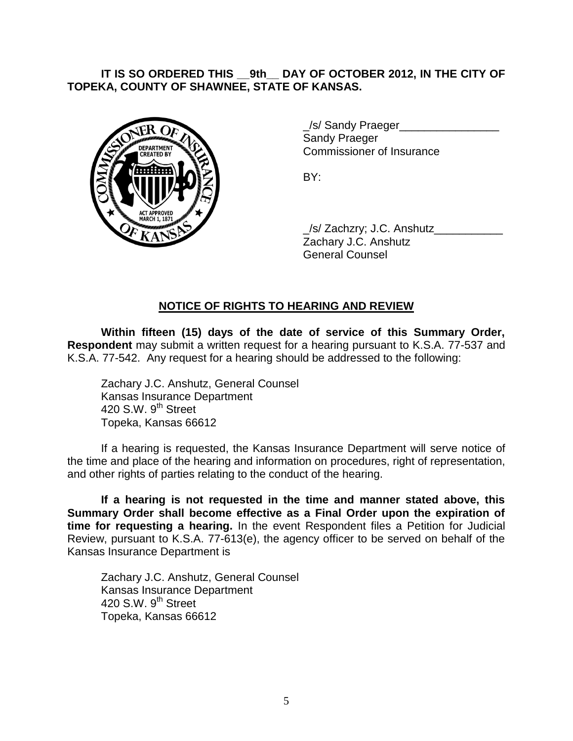**IT IS SO ORDERED THIS __9th__ DAY OF OCTOBER 2012, IN THE CITY OF TOPEKA, COUNTY OF SHAWNEE, STATE OF KANSAS.**

_/s/ Sandy Praeger________________
Sandy Praeger
Commissioner of Insurance

BY:

_/s/ Zachzry; J.C. Anshutz___________
Zachary J.C. Anshutz
General Counsel

## NOTICE OF RIGHTS TO HEARING AND REVIEW

**Within fifteen (15) days of the date of service of this Summary Order, Respondent** may submit a written request for a hearing pursuant to K.S.A. 77-537 and K.S.A. 77-542. Any request for a hearing should be addressed to the following:

Zachary J.C. Anshutz, General Counsel
Kansas Insurance Department
420 S.W. 9th Street
Topeka, Kansas 66612

If a hearing is requested, the Kansas Insurance Department will serve notice of the time and place of the hearing and information on procedures, right of representation, and other rights of parties relating to the conduct of the hearing.

**If a hearing is not requested in the time and manner stated above, this Summary Order shall become effective as a Final Order upon the expiration of time for requesting a hearing.** In the event Respondent files a Petition for Judicial Review, pursuant to K.S.A. 77-613(e), the agency officer to be served on behalf of the Kansas Insurance Department is

Zachary J.C. Anshutz, General Counsel
Kansas Insurance Department
420 S.W. 9th Street
Topeka, Kansas 66612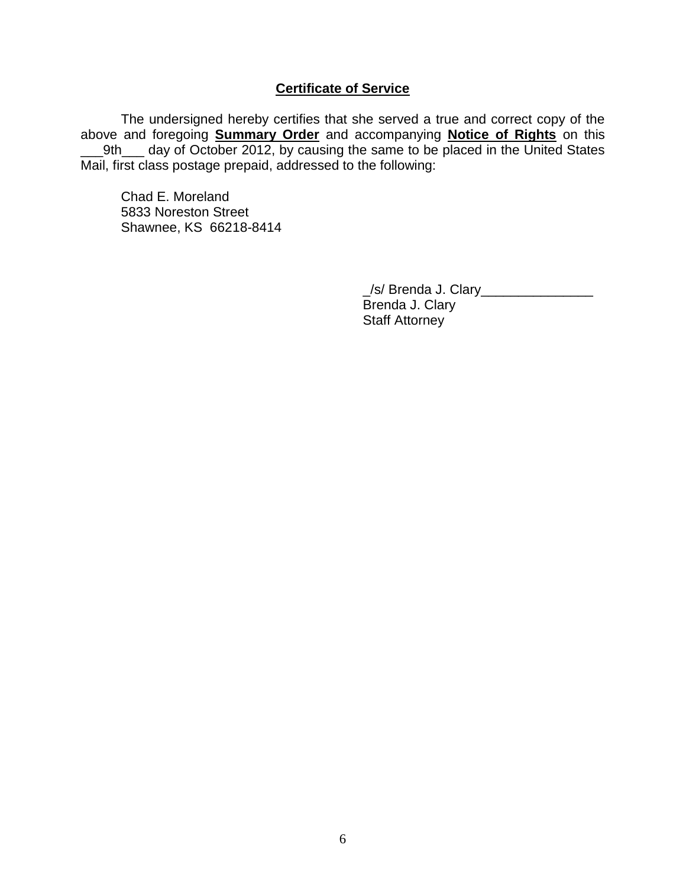## **Certificate of Service**

The undersigned hereby certifies that she served a true and correct copy of the above and foregoing **Summary Order** and accompanying **Notice of Rights** on this ___9th___ day of October 2012, by causing the same to be placed in the United States Mail, first class postage prepaid, addressed to the following:

Chad E. Moreland
5833 Noreston Street
Shawnee, KS 66218-8414

_/s/ Brenda J. Clary_______________
Brenda J. Clary
Staff Attorney